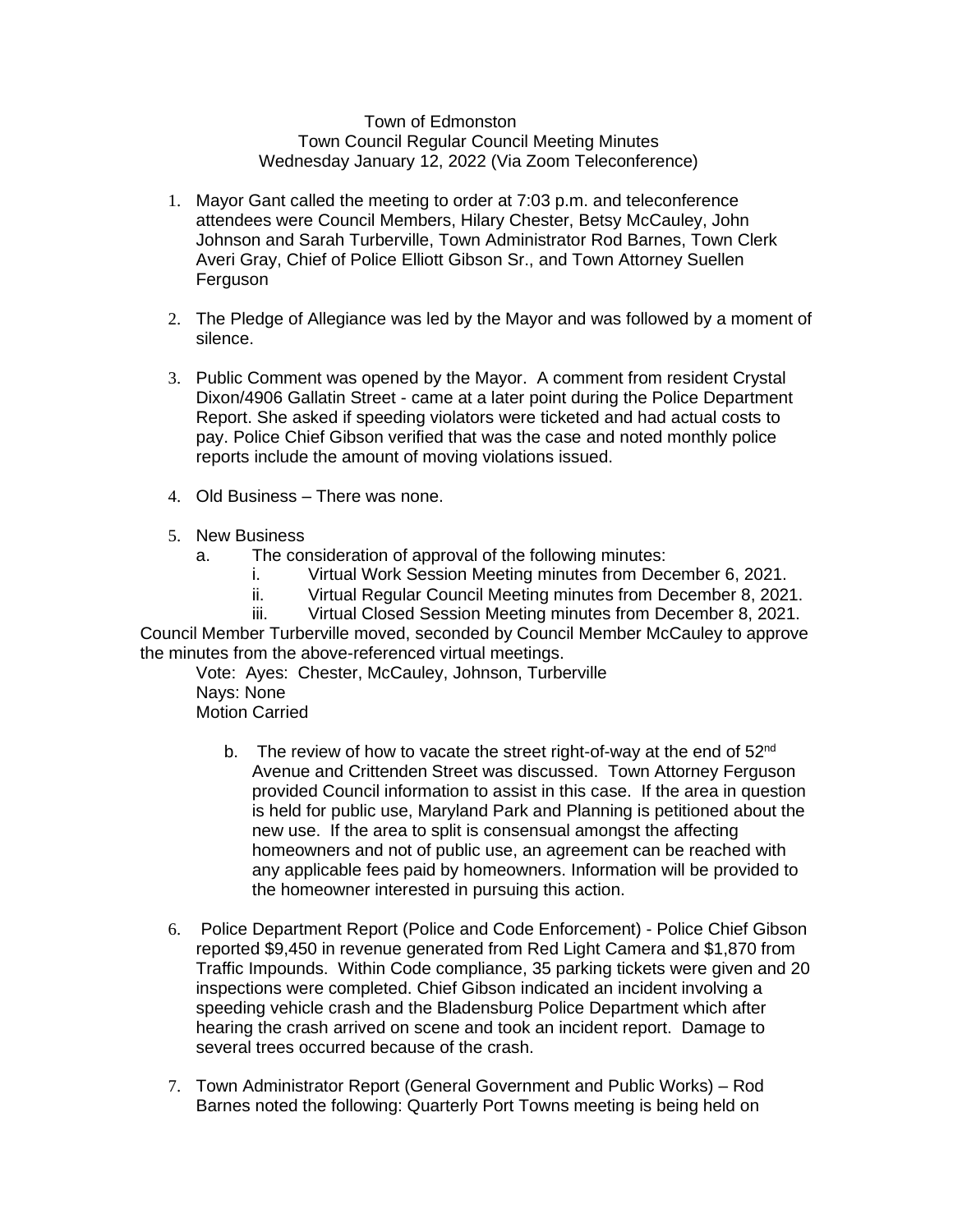Town of Edmonston
Town Council Regular Council Meeting Minutes
Wednesday January 12, 2022 (Via Zoom Teleconference)

1. Mayor Gant called the meeting to order at 7:03 p.m. and teleconference attendees were Council Members, Hilary Chester, Betsy McCauley, John Johnson and Sarah Turberville, Town Administrator Rod Barnes, Town Clerk Averi Gray, Chief of Police Elliott Gibson Sr., and Town Attorney Suellen Ferguson

2. The Pledge of Allegiance was led by the Mayor and was followed by a moment of silence.

3. Public Comment was opened by the Mayor. A comment from resident Crystal Dixon/4906 Gallatin Street - came at a later point during the Police Department Report. She asked if speeding violators were ticketed and had actual costs to pay. Police Chief Gibson verified that was the case and noted monthly police reports include the amount of moving violations issued.

4. Old Business – There was none.

5. New Business
   a. The consideration of approval of the following minutes:
      i. Virtual Work Session Meeting minutes from December 6, 2021.
      ii. Virtual Regular Council Meeting minutes from December 8, 2021.
      iii. Virtual Closed Session Meeting minutes from December 8, 2021.

Council Member Turberville moved, seconded by Council Member McCauley to approve the minutes from the above-referenced virtual meetings.

Vote: Ayes: Chester, McCauley, Johnson, Turberville
Nays: None
Motion Carried

   b. The review of how to vacate the street right-of-way at the end of 52nd Avenue and Crittenden Street was discussed. Town Attorney Ferguson provided Council information to assist in this case. If the area in question is held for public use, Maryland Park and Planning is petitioned about the new use. If the area to split is consensual amongst the affecting homeowners and not of public use, an agreement can be reached with any applicable fees paid by homeowners. Information will be provided to the homeowner interested in pursuing this action.

6. Police Department Report (Police and Code Enforcement) - Police Chief Gibson reported $9,450 in revenue generated from Red Light Camera and $1,870 from Traffic Impounds. Within Code compliance, 35 parking tickets were given and 20 inspections were completed. Chief Gibson indicated an incident involving a speeding vehicle crash and the Bladensburg Police Department which after hearing the crash arrived on scene and took an incident report. Damage to several trees occurred because of the crash.

7. Town Administrator Report (General Government and Public Works) – Rod Barnes noted the following: Quarterly Port Towns meeting is being held on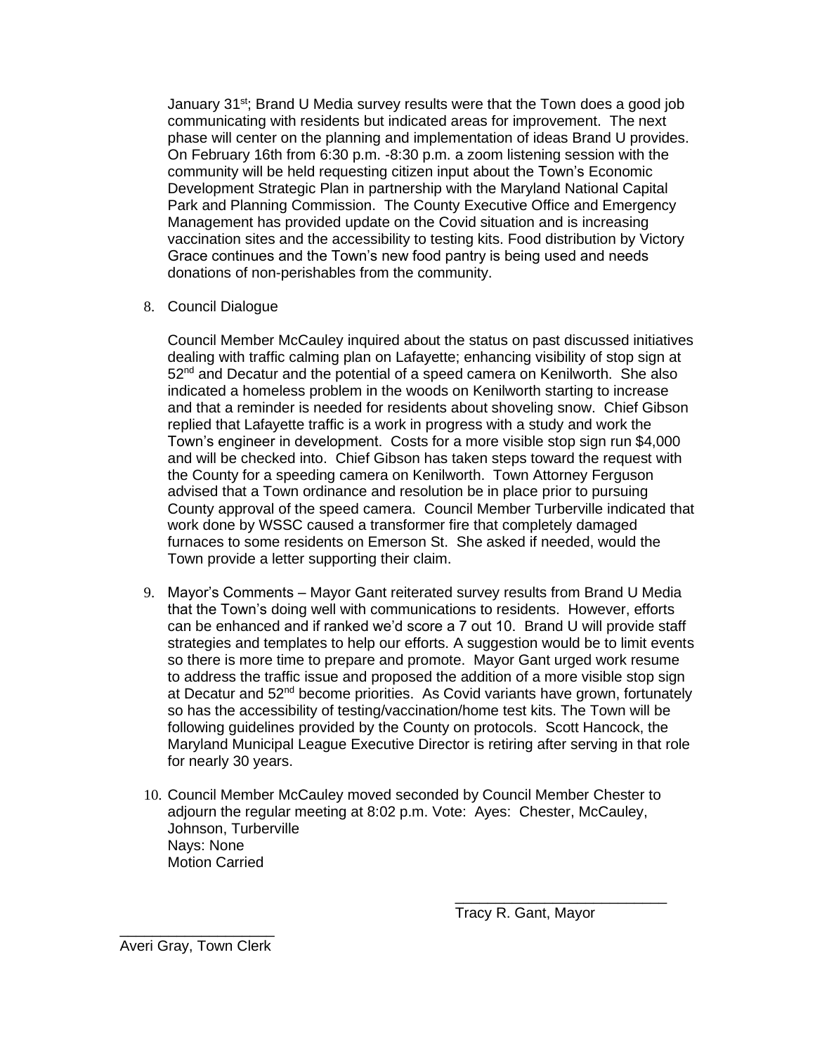January 31st; Brand U Media survey results were that the Town does a good job communicating with residents but indicated areas for improvement. The next phase will center on the planning and implementation of ideas Brand U provides. On February 16th from 6:30 p.m. -8:30 p.m. a zoom listening session with the community will be held requesting citizen input about the Town's Economic Development Strategic Plan in partnership with the Maryland National Capital Park and Planning Commission. The County Executive Office and Emergency Management has provided update on the Covid situation and is increasing vaccination sites and the accessibility to testing kits. Food distribution by Victory Grace continues and the Town's new food pantry is being used and needs donations of non-perishables from the community.

8. Council Dialogue

   Council Member McCauley inquired about the status on past discussed initiatives dealing with traffic calming plan on Lafayette; enhancing visibility of stop sign at 52nd and Decatur and the potential of a speed camera on Kenilworth. She also indicated a homeless problem in the woods on Kenilworth starting to increase and that a reminder is needed for residents about shoveling snow. Chief Gibson replied that Lafayette traffic is a work in progress with a study and work the Town's engineer in development. Costs for a more visible stop sign run $4,000 and will be checked into. Chief Gibson has taken steps toward the request with the County for a speeding camera on Kenilworth. Town Attorney Ferguson advised that a Town ordinance and resolution be in place prior to pursuing County approval of the speed camera. Council Member Turberville indicated that work done by WSSC caused a transformer fire that completely damaged furnaces to some residents on Emerson St. She asked if needed, would the Town provide a letter supporting their claim.

9. Mayor's Comments – Mayor Gant reiterated survey results from Brand U Media that the Town's doing well with communications to residents. However, efforts can be enhanced and if ranked we'd score a 7 out 10. Brand U will provide staff strategies and templates to help our efforts. A suggestion would be to limit events so there is more time to prepare and promote. Mayor Gant urged work resume to address the traffic issue and proposed the addition of a more visible stop sign at Decatur and 52nd become priorities. As Covid variants have grown, fortunately so has the accessibility of testing/vaccination/home test kits. The Town will be following guidelines provided by the County on protocols. Scott Hancock, the Maryland Municipal League Executive Director is retiring after serving in that role for nearly 30 years.

10. Council Member McCauley moved seconded by Council Member Chester to adjourn the regular meeting at 8:02 p.m. Vote: Ayes: Chester, McCauley, Johnson, Turberville  
    Nays: None  
    Motion Carried

___________________________  
Tracy R. Gant, Mayor

___________________  
Averi Gray, Town Clerk